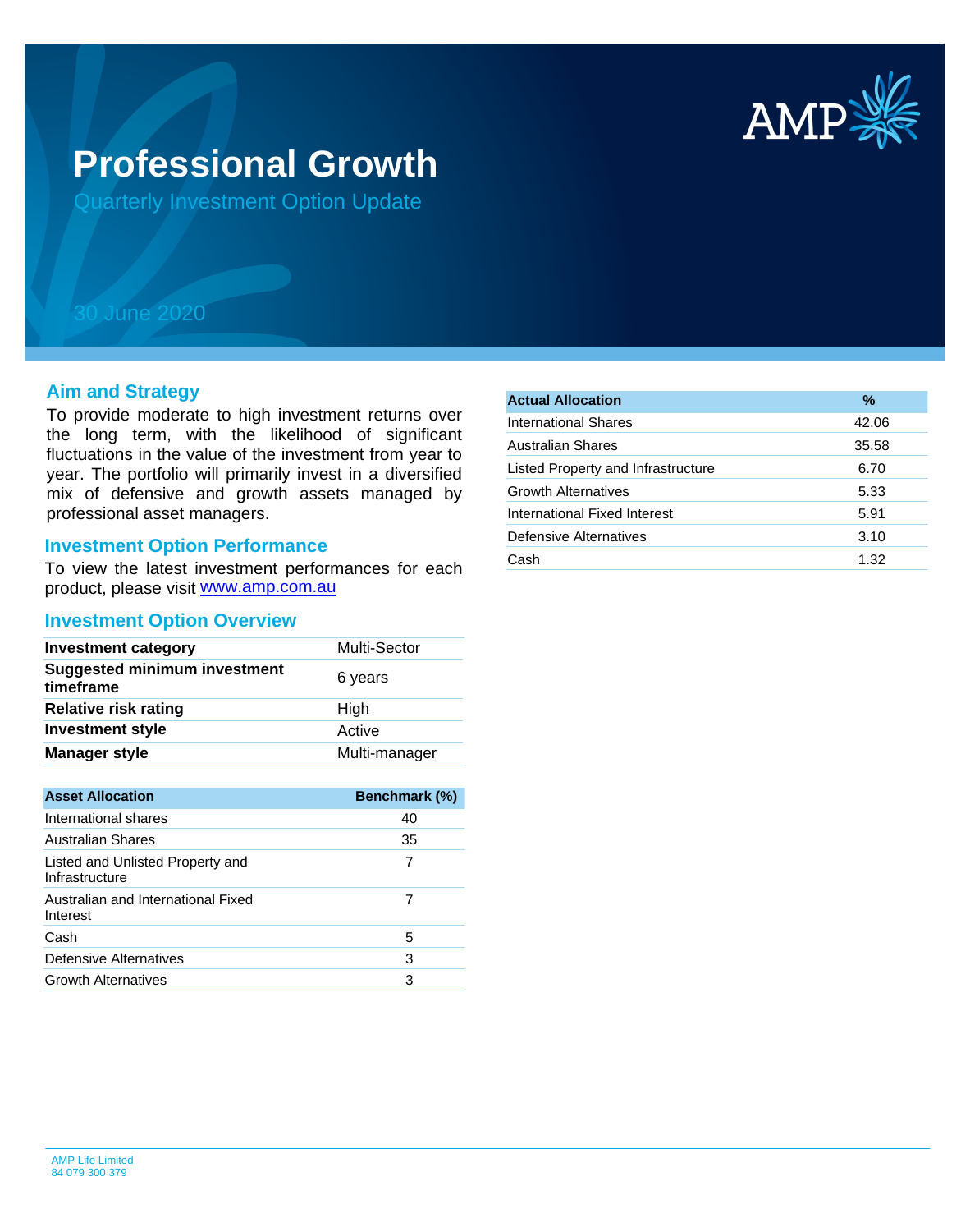# Professional Growth

## Quarterly Investment Option Update

30 June 2020

## Aim and Strategy

To provide moderate to high investment returns over the long term, with the likelihood of significant fluctuations in the value of the investment from year to year. The portfolio will primarily invest in a diversified mix of defensive and growth assets managed by professional asset managers.

## Investment Option Performance

To view the latest investment performances for each product, please visit www.amp.com.au

## Investment Option Overview

| | |
|---|---|
| **Investment category** | Multi-Sector |
| **Suggested minimum investment timeframe** | 6 years |
| **Relative risk rating** | High |
| **Investment style** | Active |
| **Manager style** | Multi-manager |

| Asset Allocation | Benchmark (%) |
|---|---|
| International shares | 40 |
| Australian Shares | 35 |
| Listed and Unlisted Property and Infrastructure | 7 |
| Australian and International Fixed Interest | 7 |
| Cash | 5 |
| Defensive Alternatives | 3 |
| Growth Alternatives | 3 |

| Actual Allocation | % |
|---|---|
| International Shares | 42.06 |
| Australian Shares | 35.58 |
| Listed Property and Infrastructure | 6.70 |
| Growth Alternatives | 5.33 |
| International Fixed Interest | 5.91 |
| Defensive Alternatives | 3.10 |
| Cash | 1.32 |

AMP Life Limited
84 079 300 379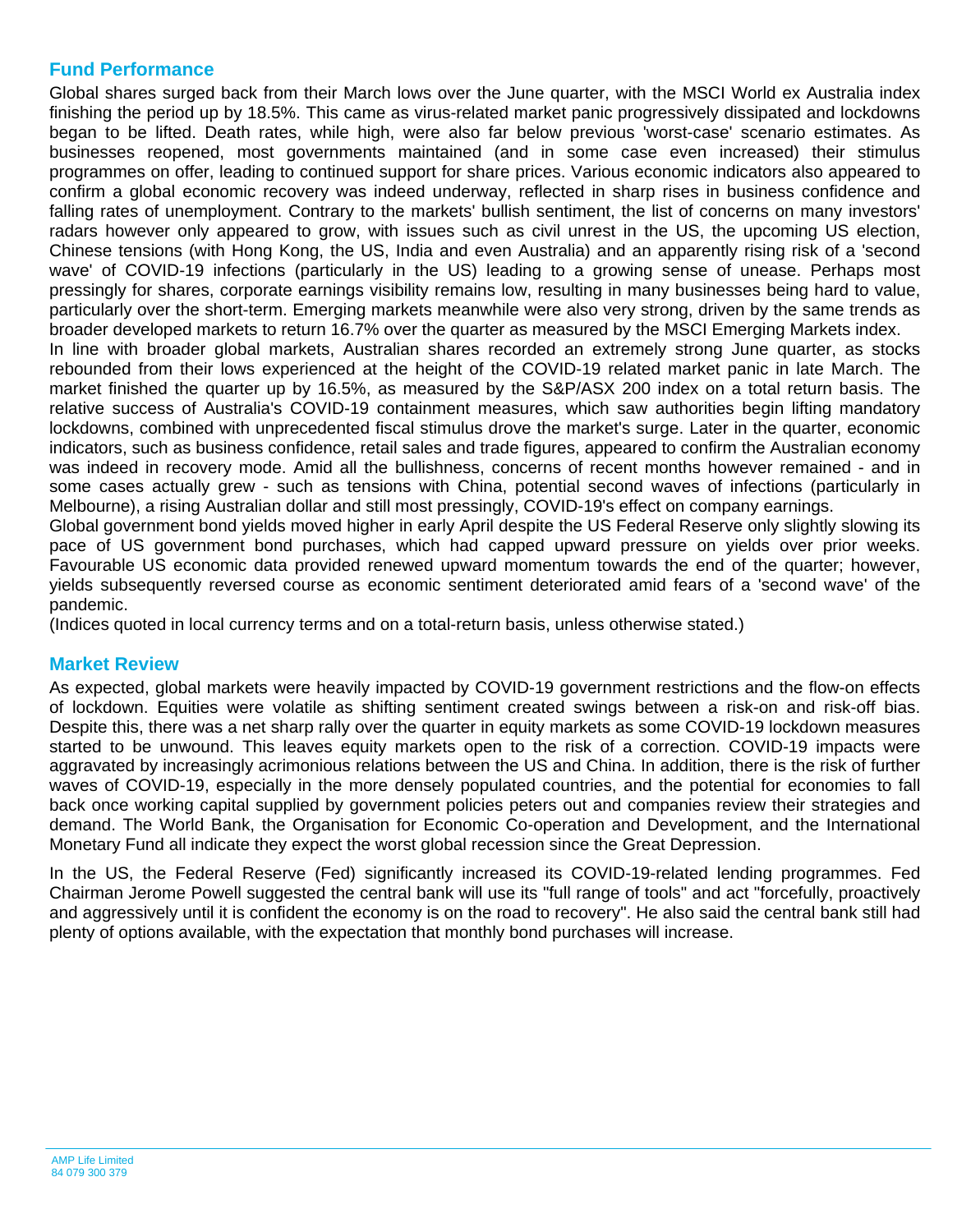## Fund Performance

Global shares surged back from their March lows over the June quarter, with the MSCI World ex Australia index finishing the period up by 18.5%. This came as virus-related market panic progressively dissipated and lockdowns began to be lifted. Death rates, while high, were also far below previous 'worst-case' scenario estimates. As businesses reopened, most governments maintained (and in some case even increased) their stimulus programmes on offer, leading to continued support for share prices. Various economic indicators also appeared to confirm a global economic recovery was indeed underway, reflected in sharp rises in business confidence and falling rates of unemployment. Contrary to the markets' bullish sentiment, the list of concerns on many investors' radars however only appeared to grow, with issues such as civil unrest in the US, the upcoming US election, Chinese tensions (with Hong Kong, the US, India and even Australia) and an apparently rising risk of a 'second wave' of COVID-19 infections (particularly in the US) leading to a growing sense of unease. Perhaps most pressingly for shares, corporate earnings visibility remains low, resulting in many businesses being hard to value, particularly over the short-term. Emerging markets meanwhile were also very strong, driven by the same trends as broader developed markets to return 16.7% over the quarter as measured by the MSCI Emerging Markets index.

In line with broader global markets, Australian shares recorded an extremely strong June quarter, as stocks rebounded from their lows experienced at the height of the COVID-19 related market panic in late March. The market finished the quarter up by 16.5%, as measured by the S&P/ASX 200 index on a total return basis. The relative success of Australia's COVID-19 containment measures, which saw authorities begin lifting mandatory lockdowns, combined with unprecedented fiscal stimulus drove the market's surge. Later in the quarter, economic indicators, such as business confidence, retail sales and trade figures, appeared to confirm the Australian economy was indeed in recovery mode. Amid all the bullishness, concerns of recent months however remained - and in some cases actually grew - such as tensions with China, potential second waves of infections (particularly in Melbourne), a rising Australian dollar and still most pressingly, COVID-19's effect on company earnings.

Global government bond yields moved higher in early April despite the US Federal Reserve only slightly slowing its pace of US government bond purchases, which had capped upward pressure on yields over prior weeks. Favourable US economic data provided renewed upward momentum towards the end of the quarter; however, yields subsequently reversed course as economic sentiment deteriorated amid fears of a 'second wave' of the pandemic.

(Indices quoted in local currency terms and on a total-return basis, unless otherwise stated.)

## Market Review

As expected, global markets were heavily impacted by COVID-19 government restrictions and the flow-on effects of lockdown. Equities were volatile as shifting sentiment created swings between a risk-on and risk-off bias. Despite this, there was a net sharp rally over the quarter in equity markets as some COVID-19 lockdown measures started to be unwound. This leaves equity markets open to the risk of a correction. COVID-19 impacts were aggravated by increasingly acrimonious relations between the US and China. In addition, there is the risk of further waves of COVID-19, especially in the more densely populated countries, and the potential for economies to fall back once working capital supplied by government policies peters out and companies review their strategies and demand. The World Bank, the Organisation for Economic Co-operation and Development, and the International Monetary Fund all indicate they expect the worst global recession since the Great Depression.

In the US, the Federal Reserve (Fed) significantly increased its COVID-19-related lending programmes. Fed Chairman Jerome Powell suggested the central bank will use its "full range of tools" and act "forcefully, proactively and aggressively until it is confident the economy is on the road to recovery". He also said the central bank still had plenty of options available, with the expectation that monthly bond purchases will increase.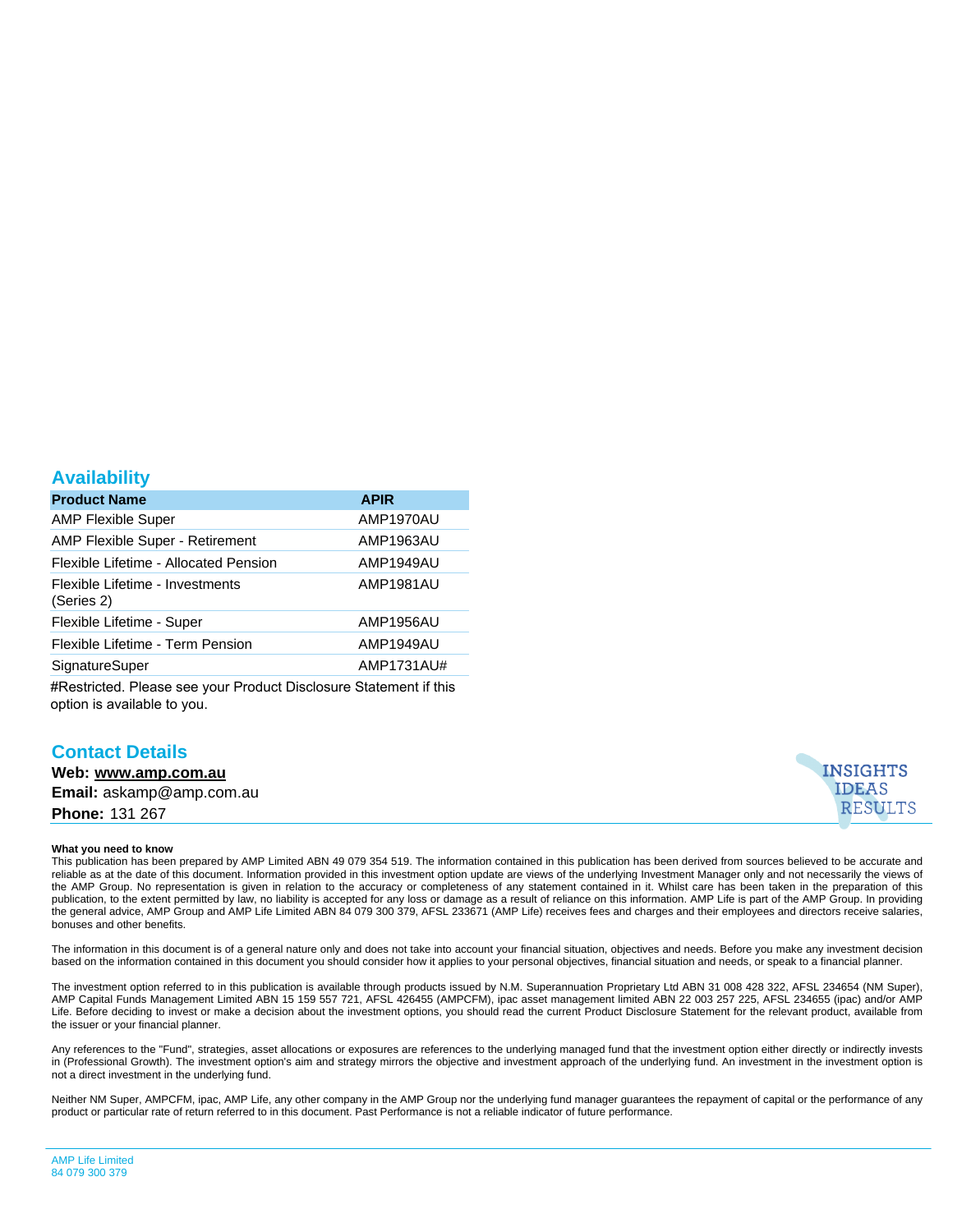## Availability

| Product Name | APIR |
|---|---|
| AMP Flexible Super | AMP1970AU |
| AMP Flexible Super - Retirement | AMP1963AU |
| Flexible Lifetime - Allocated Pension | AMP1949AU |
| Flexible Lifetime - Investments (Series 2) | AMP1981AU |
| Flexible Lifetime - Super | AMP1956AU |
| Flexible Lifetime - Term Pension | AMP1949AU |
| SignatureSuper | AMP1731AU# |

#Restricted. Please see your Product Disclosure Statement if this option is available to you.

## Contact Details

**Web:** **www.amp.com.au**
**Email:** askamp@amp.com.au
**Phone:** 131 267

INSIGHTS
IDEAS
RESULTS

**What you need to know**

This publication has been prepared by AMP Limited ABN 49 079 354 519. The information contained in this publication has been derived from sources believed to be accurate and reliable as at the date of this document. Information provided in this investment option update are views of the underlying Investment Manager only and not necessarily the views of the AMP Group. No representation is given in relation to the accuracy or completeness of any statement contained in it. Whilst care has been taken in the preparation of this publication, to the extent permitted by law, no liability is accepted for any loss or damage as a result of reliance on this information. AMP Life is part of the AMP Group. In providing the general advice, AMP Group and AMP Life Limited ABN 84 079 300 379, AFSL 233671 (AMP Life) receives fees and charges and their employees and directors receive salaries, bonuses and other benefits.

The information in this document is of a general nature only and does not take into account your financial situation, objectives and needs. Before you make any investment decision based on the information contained in this document you should consider how it applies to your personal objectives, financial situation and needs, or speak to a financial planner.

The investment option referred to in this publication is available through products issued by N.M. Superannuation Proprietary Ltd ABN 31 008 428 322, AFSL 234654 (NM Super), AMP Capital Funds Management Limited ABN 15 159 557 721, AFSL 426455 (AMPCFM), ipac asset management limited ABN 22 003 257 225, AFSL 234655 (ipac) and/or AMP Life. Before deciding to invest or make a decision about the investment options, you should read the current Product Disclosure Statement for the relevant product, available from the issuer or your financial planner.

Any references to the "Fund", strategies, asset allocations or exposures are references to the underlying managed fund that the investment option either directly or indirectly invests in (Professional Growth). The investment option's aim and strategy mirrors the objective and investment approach of the underlying fund. An investment in the investment option is not a direct investment in the underlying fund.

Neither NM Super, AMPCFM, ipac, AMP Life, any other company in the AMP Group nor the underlying fund manager guarantees the repayment of capital or the performance of any product or particular rate of return referred to in this document. Past Performance is not a reliable indicator of future performance.

AMP Life Limited
84 079 300 379